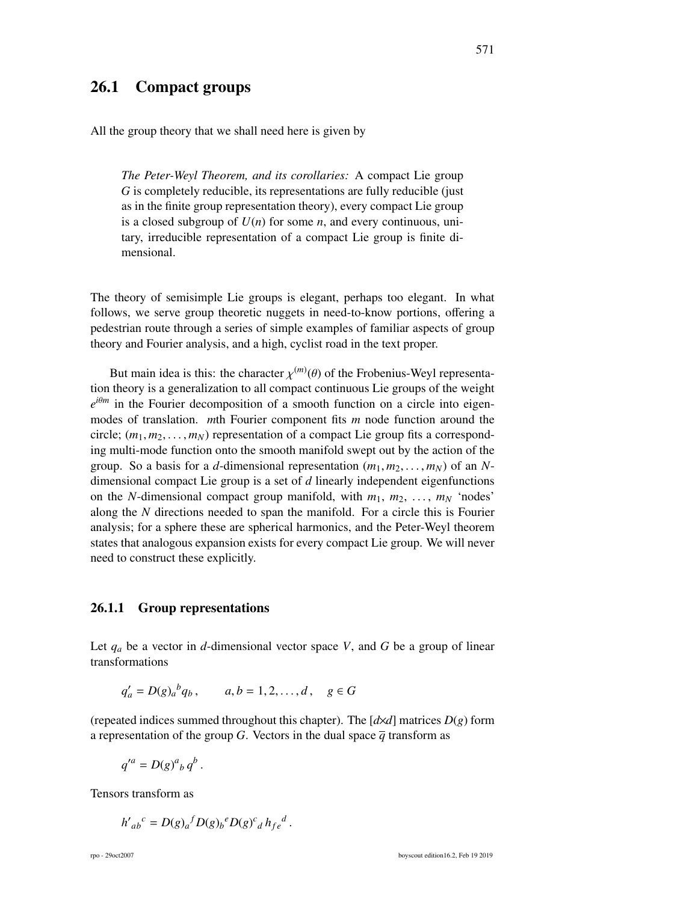## 26.1 Compact groups

All the group theory that we shall need here is given by

> *The Peter-Weyl Theorem, and its corollaries:* A compact Lie group $G$ is completely reducible, its representations are fully reducible (just as in the finite group representation theory), every compact Lie group is a closed subgroup of $U(n)$ for some $n$, and every continuous, unitary, irreducible representation of a compact Lie group is finite dimensional.

The theory of semisimple Lie groups is elegant, perhaps too elegant. In what follows, we serve group theoretic nuggets in need-to-know portions, offering a pedestrian route through a series of simple examples of familiar aspects of group theory and Fourier analysis, and a high, cyclist road in the text proper.

But main idea is this: the character $\chi^{(m)}(\theta)$ of the Frobenius-Weyl representation theory is a generalization to all compact continuous Lie groups of the weight $e^{i\theta m}$ in the Fourier decomposition of a smooth function on a circle into eigenmodes of translation. $m$th Fourier component fits $m$ node function around the circle; $(m_1, m_2, \ldots, m_N)$ representation of a compact Lie group fits a corresponding multi-mode function onto the smooth manifold swept out by the action of the group. So a basis for a $d$-dimensional representation $(m_1, m_2, \ldots, m_N)$ of an $N$-dimensional compact Lie group is a set of $d$ linearly independent eigenfunctions on the $N$-dimensional compact group manifold, with $m_1$, $m_2$, $\ldots$, $m_N$ 'nodes' along the $N$ directions needed to span the manifold. For a circle this is Fourier analysis; for a sphere these are spherical harmonics, and the Peter-Weyl theorem states that analogous expansion exists for every compact Lie group. We will never need to construct these explicitly.

### 26.1.1 Group representations

Let $q_a$ be a vector in $d$-dimensional vector space $V$, and $G$ be a group of linear transformations

$$q'_a = D(g)_a{}^b q_b \,, \qquad a, b = 1, 2, \ldots, d \,, \quad g \in G$$

(repeated indices summed throughout this chapter). The $[d{\times}d]$ matrices $D(g)$ form a representation of the group $G$. Vectors in the dual space $\overline{q}$ transform as

$$q'^a = D(g)^a{}_b \, q^b \,.$$

Tensors transform as

$$h'{}_{ab}{}^c = D(g)_a{}^f D(g)_b{}^e D(g)^c{}_d \, h_{fe}{}^d \,.$$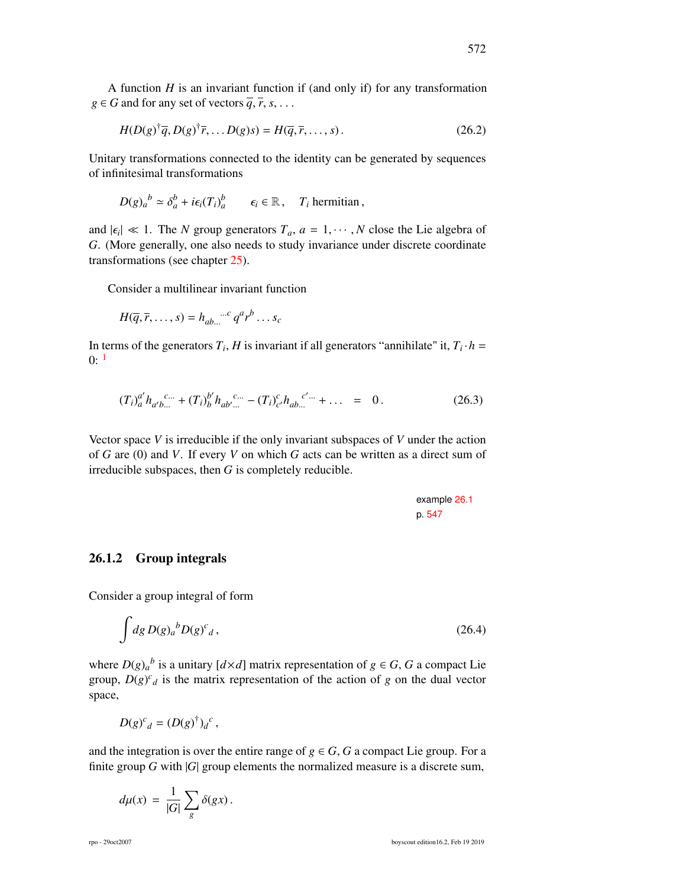A function $H$ is an invariant function if (and only if) for any transformation $g \in G$ and for any set of vectors $\overline{q}, \overline{r}, s, \ldots$

$$H(D(g)^\dagger \overline{q}, D(g)^\dagger \overline{r}, \ldots D(g)s) = H(\overline{q}, \overline{r}, \ldots, s)\,. \tag{26.2}$$

Unitary transformations connected to the identity can be generated by sequences of infinitesimal transformations

$$D(g)_a{}^b \simeq \delta_a^b + i\epsilon_i (T_i)_a^b \qquad \epsilon_i \in \mathbb{R}\,, \quad T_i \text{ hermitian}\,,$$

and $|\epsilon_i| \ll 1$. The $N$ group generators $T_a$, $a = 1, \cdots, N$ close the Lie algebra of $G$. (More generally, one also needs to study invariance under discrete coordinate transformations (see chapter 25).

Consider a multilinear invariant function

$$H(\overline{q}, \overline{r}, \ldots, s) = h_{ab\ldots}{}^{\ldots c}\, q^a r^b \ldots s_c$$

In terms of the generators $T_i$, $H$ is invariant if all generators "annihilate" it, $T_i \cdot h = 0$: [1]

$$(T_i)_a^{a'} h_{a'b\ldots}{}^{c\ldots} + (T_i)_b^{b'} h_{ab'\ldots}{}^{c\ldots} - (T_i)_{c'}^{c} h_{ab\ldots}{}^{c'\ldots} + \ldots \quad = \quad 0\,. \tag{26.3}$$

Vector space $V$ is irreducible if the only invariant subspaces of $V$ under the action of $G$ are (0) and $V$. If every $V$ on which $G$ acts can be written as a direct sum of irreducible subspaces, then $G$ is completely reducible.

example 26.1
p. 547

### 26.1.2 Group integrals

Consider a group integral of form

$$\int dg\, D(g)_a{}^b D(g)^c{}_d\,, \tag{26.4}$$

where $D(g)_a{}^b$ is a unitary $[d \times d]$ matrix representation of $g \in G$, $G$ a compact Lie group, $D(g)^c{}_d$ is the matrix representation of the action of $g$ on the dual vector space,

$$D(g)^c{}_d = (D(g)^\dagger)_d{}^c\,,$$

and the integration is over the entire range of $g \in G$, $G$ a compact Lie group. For a finite group $G$ with $|G|$ group elements the normalized measure is a discrete sum,

$$d\mu(x) \;=\; \frac{1}{|G|} \sum_g \delta(gx)\,.$$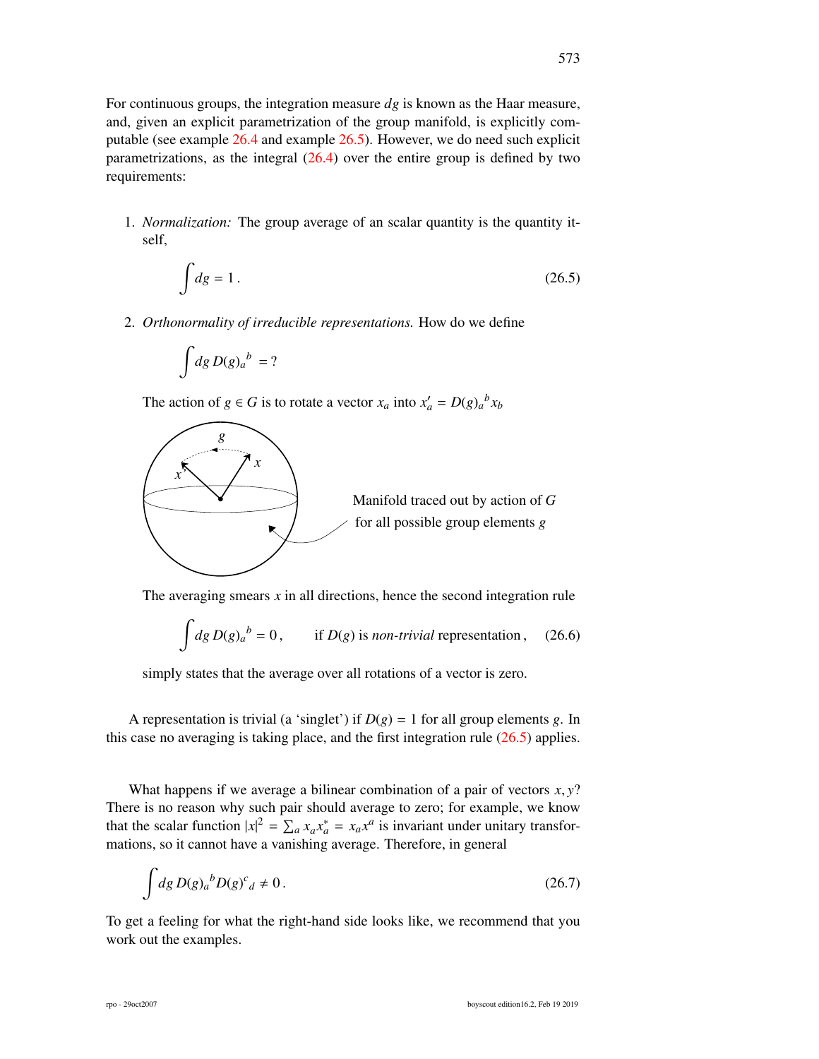For continuous groups, the integration measure $dg$ is known as the Haar measure, and, given an explicit parametrization of the group manifold, is explicitly computable (see example 26.4 and example 26.5). However, we do need such explicit parametrizations, as the integral (26.4) over the entire group is defined by two requirements:

1. *Normalization:* The group average of an scalar quantity is the quantity itself,

$$\int dg = 1 \,. \tag{26.5}$$

2. *Orthonormality of irreducible representations.* How do we define

$$\int dg\, D(g)_a{}^b \; = ?$$

   The action of $g \in G$ is to rotate a vector $x_a$ into $x'_a = D(g)_a{}^b x_b$

   Manifold traced out by action of $G$ for all possible group elements $g$

   The averaging smears $x$ in all directions, hence the second integration rule

$$\int dg\, D(g)_a{}^b = 0\,, \qquad \text{if } D(g) \text{ is } \textit{non-trivial} \text{ representation}\,, \tag{26.6}$$

   simply states that the average over all rotations of a vector is zero.

A representation is trivial (a 'singlet') if $D(g) = 1$ for all group elements $g$. In this case no averaging is taking place, and the first integration rule (26.5) applies.

What happens if we average a bilinear combination of a pair of vectors $x, y$? There is no reason why such pair should average to zero; for example, we know that the scalar function $|x|^2 = \sum_a x_a x_a^* = x_a x^a$ is invariant under unitary transformations, so it cannot have a vanishing average. Therefore, in general

$$\int dg\, D(g)_a{}^b D(g)^c{}_d \neq 0 \,. \tag{26.7}$$

To get a feeling for what the right-hand side looks like, we recommend that you work out the examples.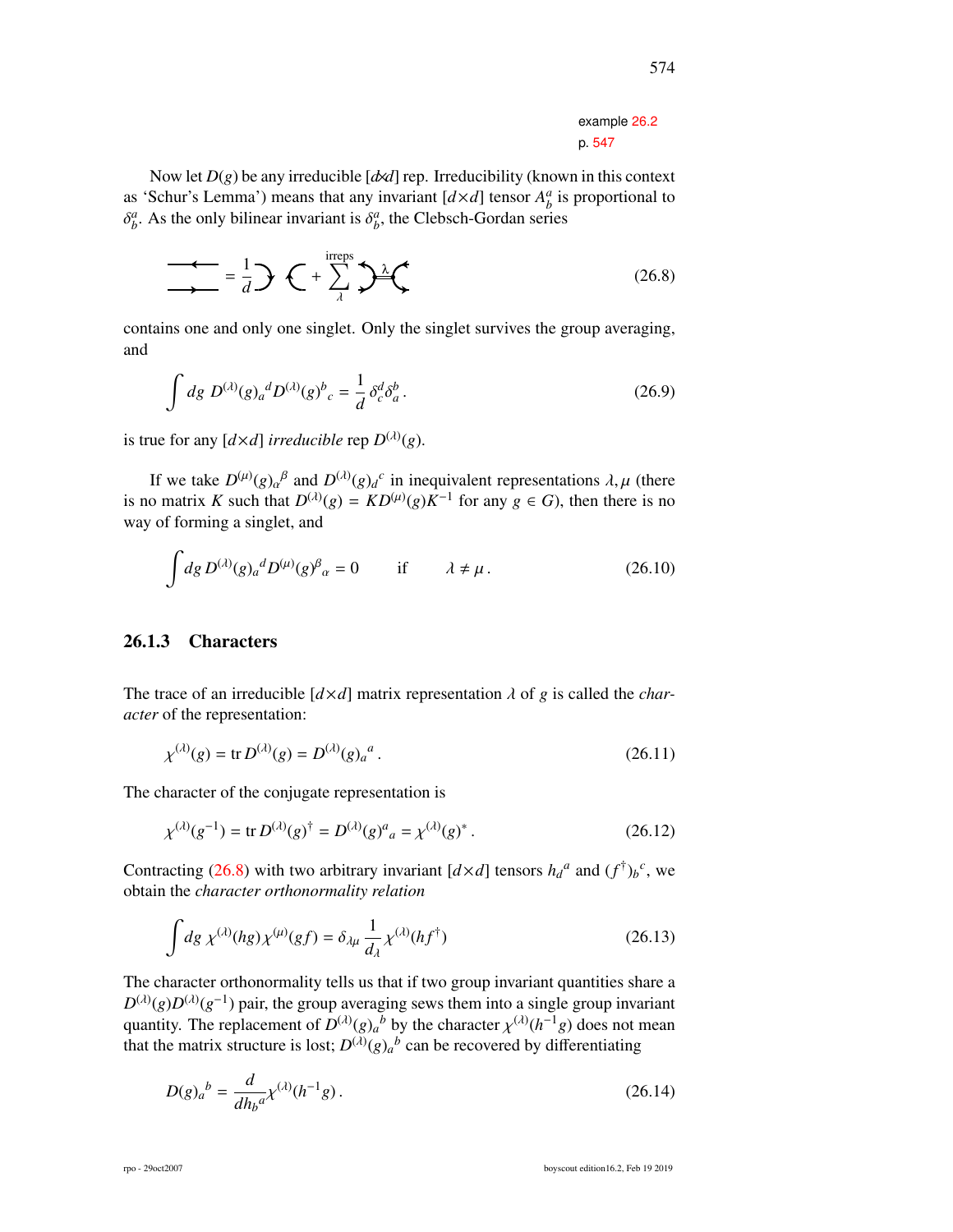example 26.2
p. 547

Now let $D(g)$ be any irreducible $[d{\times}d]$ rep. Irreducibility (known in this context as 'Schur's Lemma') means that any invariant $[d{\times}d]$ tensor $A^a_b$ is proportional to $\delta^a_b$. As the only bilinear invariant is $\delta^a_b$, the Clebsch-Gordan series

$$= \frac{1}{d} \;+\; \sum_{\lambda}^{\text{irreps}} \tag{26.8}$$

contains one and only one singlet. Only the singlet survives the group averaging, and

$$\int dg\; D^{(\lambda)}(g)_a{}^d D^{(\lambda)}(g)^b{}_c = \frac{1}{d}\,\delta^d_c \delta^b_a\,. \tag{26.9}$$

is true for any $[d{\times}d]$ *irreducible* rep $D^{(\lambda)}(g)$.

If we take $D^{(\mu)}(g)_\alpha{}^\beta$ and $D^{(\lambda)}(g)_d{}^c$ in inequivalent representations $\lambda, \mu$ (there is no matrix $K$ such that $D^{(\lambda)}(g) = KD^{(\mu)}(g)K^{-1}$ for any $g \in G$), then there is no way of forming a singlet, and

$$\int dg\, D^{(\lambda)}(g)_a{}^d D^{(\mu)}(g)^\beta{}_\alpha = 0 \qquad \text{if} \qquad \lambda \neq \mu\,. \tag{26.10}$$

### 26.1.3 Characters

The trace of an irreducible $[d{\times}d]$ matrix representation $\lambda$ of $g$ is called the *character* of the representation:

$$\chi^{(\lambda)}(g) = \operatorname{tr} D^{(\lambda)}(g) = D^{(\lambda)}(g)_a{}^a\,. \tag{26.11}$$

The character of the conjugate representation is

$$\chi^{(\lambda)}(g^{-1}) = \operatorname{tr} D^{(\lambda)}(g)^\dagger = D^{(\lambda)}(g)^a{}_a = \chi^{(\lambda)}(g)^*\,. \tag{26.12}$$

Contracting (26.8) with two arbitrary invariant $[d{\times}d]$ tensors $h_d{}^a$ and $(f^\dagger)_b{}^c$, we obtain the *character orthonormality relation*

$$\int dg\; \chi^{(\lambda)}(hg)\chi^{(\mu)}(gf) = \delta_{\lambda\mu}\,\frac{1}{d_\lambda}\,\chi^{(\lambda)}(hf^\dagger) \tag{26.13}$$

The character orthonormality tells us that if two group invariant quantities share a $D^{(\lambda)}(g)D^{(\lambda)}(g^{-1})$ pair, the group averaging sews them into a single group invariant quantity. The replacement of $D^{(\lambda)}(g)_a{}^b$ by the character $\chi^{(\lambda)}(h^{-1}g)$ does not mean that the matrix structure is lost; $D^{(\lambda)}(g)_a{}^b$ can be recovered by differentiating

$$D(g)_a{}^b = \frac{d}{dh_b{}^a}\chi^{(\lambda)}(h^{-1}g)\,. \tag{26.14}$$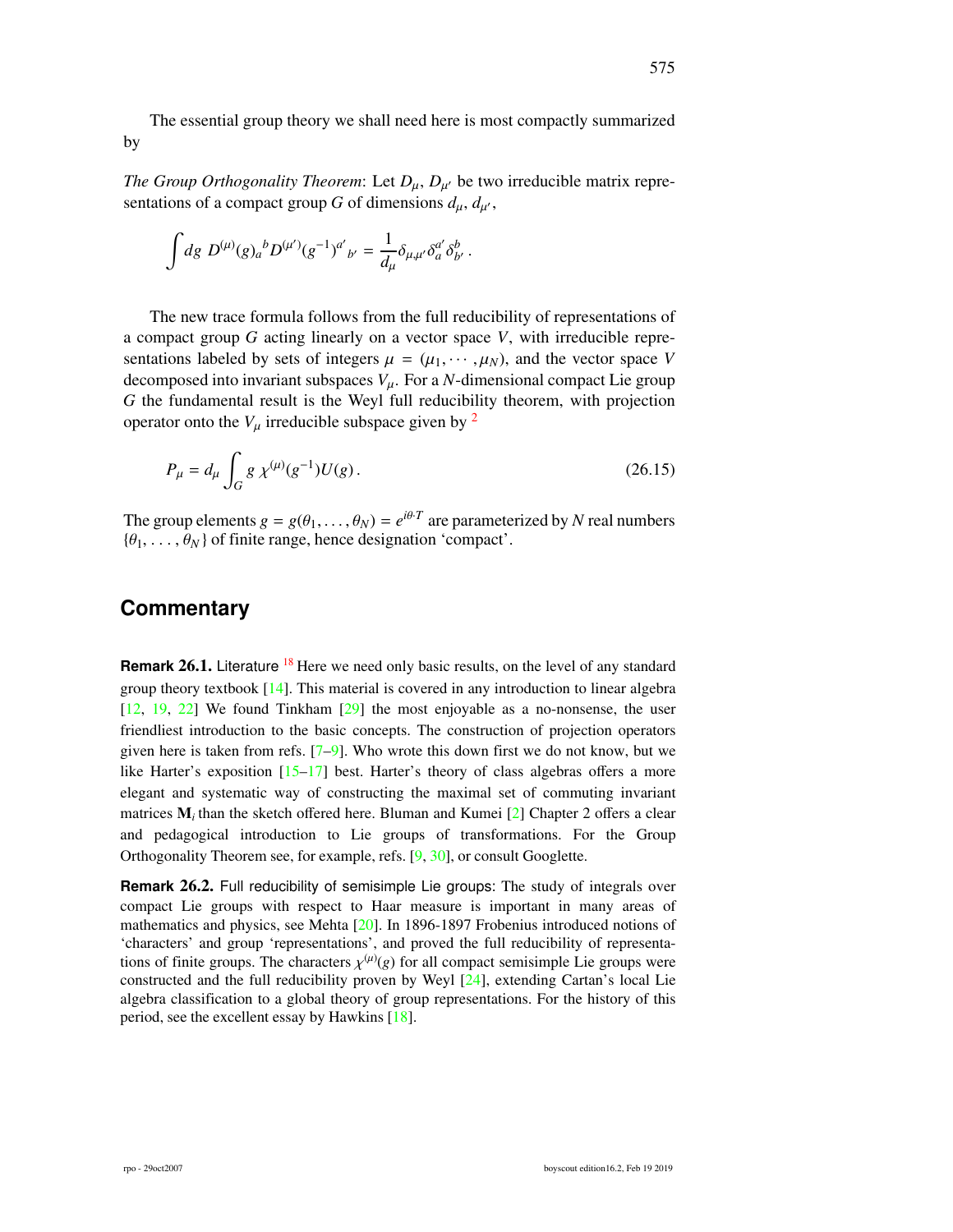The essential group theory we shall need here is most compactly summarized by

*The Group Orthogonality Theorem*: Let $D_\mu$, $D_{\mu'}$ be two irreducible matrix representations of a compact group $G$ of dimensions $d_\mu$, $d_{\mu'}$,

$$\int dg \; D^{(\mu)}(g)_a{}^b D^{(\mu')}(g^{-1})^{a'}{}_{b'} = \frac{1}{d_\mu}\delta_{\mu,\mu'}\delta_a^{a'}\delta_{b'}^b \,.$$

The new trace formula follows from the full reducibility of representations of a compact group $G$ acting linearly on a vector space $V$, with irreducible representations labeled by sets of integers $\mu = (\mu_1, \cdots, \mu_N)$, and the vector space $V$ decomposed into invariant subspaces $V_\mu$. For a $N$-dimensional compact Lie group $G$ the fundamental result is the Weyl full reducibility theorem, with projection operator onto the $V_\mu$ irreducible subspace given by [2]

$$P_\mu = d_\mu \int_G g \; \chi^{(\mu)}(g^{-1}) U(g) \,. \tag{26.15}$$

The group elements $g = g(\theta_1, \ldots, \theta_N) = e^{i\theta \cdot T}$ are parameterized by $N$ real numbers $\{\theta_1, \ldots, \theta_N\}$ of finite range, hence designation 'compact'.

## Commentary

**Remark 26.1.** Literature [18] Here we need only basic results, on the level of any standard group theory textbook [14]. This material is covered in any introduction to linear algebra [12, 19, 22] We found Tinkham [29] the most enjoyable as a no-nonsense, the user friendliest introduction to the basic concepts. The construction of projection operators given here is taken from refs. [7–9]. Who wrote this down first we do not know, but we like Harter's exposition [15–17] best. Harter's theory of class algebras offers a more elegant and systematic way of constructing the maximal set of commuting invariant matrices $\mathbf{M}_i$ than the sketch offered here. Bluman and Kumei [2] Chapter 2 offers a clear and pedagogical introduction to Lie groups of transformations. For the Group Orthogonality Theorem see, for example, refs. [9, 30], or consult Googlette.

**Remark 26.2.** Full reducibility of semisimple Lie groups: The study of integrals over compact Lie groups with respect to Haar measure is important in many areas of mathematics and physics, see Mehta [20]. In 1896-1897 Frobenius introduced notions of 'characters' and group 'representations', and proved the full reducibility of representations of finite groups. The characters $\chi^{(\mu)}(g)$ for all compact semisimple Lie groups were constructed and the full reducibility proven by Weyl [24], extending Cartan's local Lie algebra classification to a global theory of group representations. For the history of this period, see the excellent essay by Hawkins [18].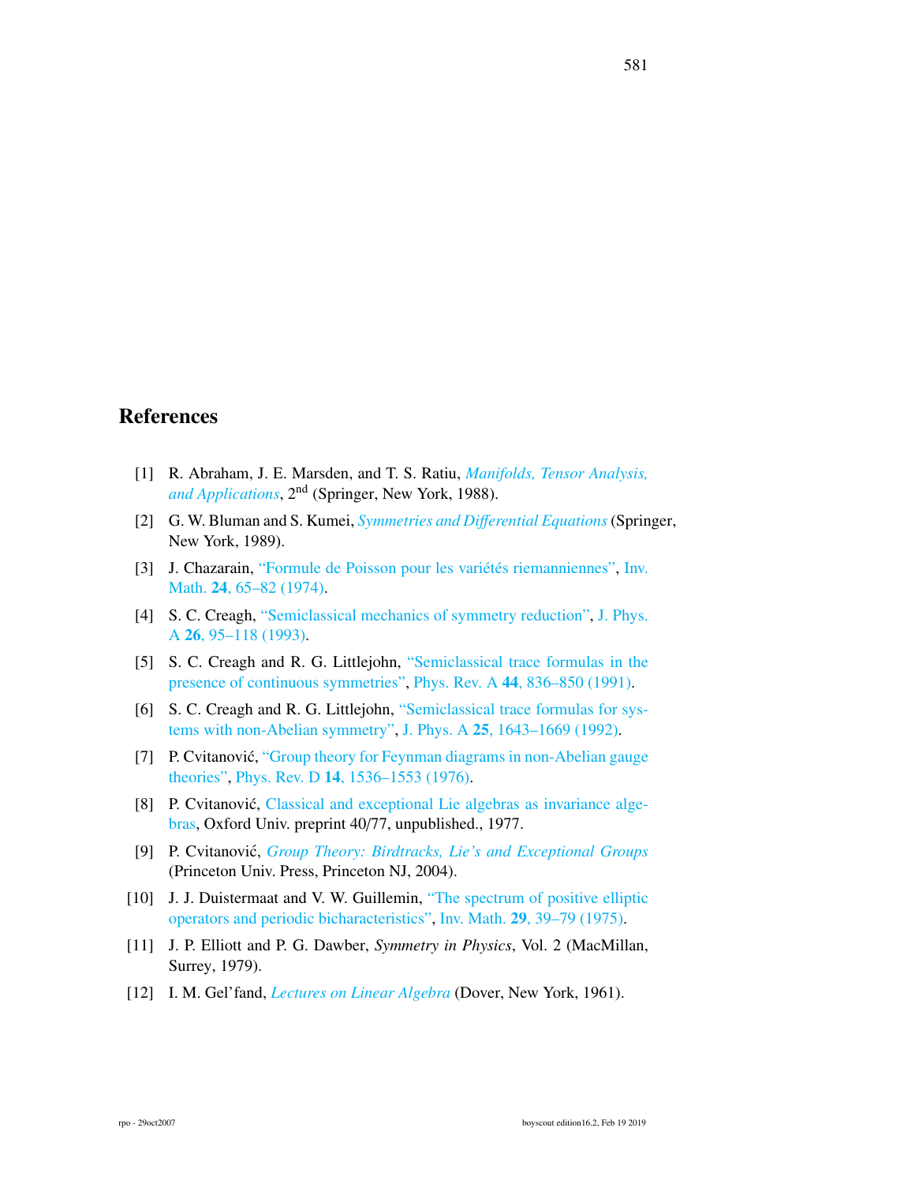# References

[1] R. Abraham, J. E. Marsden, and T. S. Ratiu, *Manifolds, Tensor Analysis, and Applications*, $2^{\text{nd}}$ (Springer, New York, 1988).

[2] G. W. Bluman and S. Kumei, *Symmetries and Differential Equations* (Springer, New York, 1989).

[3] J. Chazarain, "Formule de Poisson pour les variétés riemanniennes", Inv. Math. **24**, 65–82 (1974).

[4] S. C. Creagh, "Semiclassical mechanics of symmetry reduction", J. Phys. A **26**, 95–118 (1993).

[5] S. C. Creagh and R. G. Littlejohn, "Semiclassical trace formulas in the presence of continuous symmetries", Phys. Rev. A **44**, 836–850 (1991).

[6] S. C. Creagh and R. G. Littlejohn, "Semiclassical trace formulas for systems with non-Abelian symmetry", J. Phys. A **25**, 1643–1669 (1992).

[7] P. Cvitanović, "Group theory for Feynman diagrams in non-Abelian gauge theories", Phys. Rev. D **14**, 1536–1553 (1976).

[8] P. Cvitanović, Classical and exceptional Lie algebras as invariance algebras, Oxford Univ. preprint 40/77, unpublished., 1977.

[9] P. Cvitanović, *Group Theory: Birdtracks, Lie's and Exceptional Groups* (Princeton Univ. Press, Princeton NJ, 2004).

[10] J. J. Duistermaat and V. W. Guillemin, "The spectrum of positive elliptic operators and periodic bicharacteristics", Inv. Math. **29**, 39–79 (1975).

[11] J. P. Elliott and P. G. Dawber, *Symmetry in Physics*, Vol. 2 (MacMillan, Surrey, 1979).

[12] I. M. Gel'fand, *Lectures on Linear Algebra* (Dover, New York, 1961).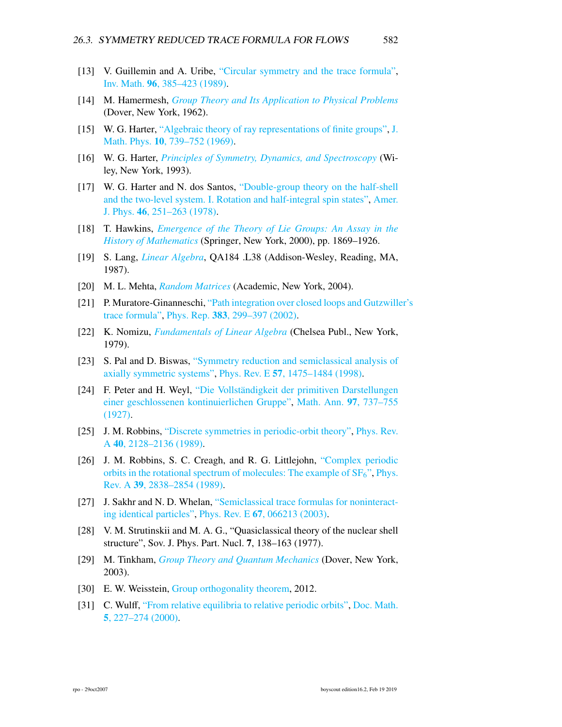[13] V. Guillemin and A. Uribe, "Circular symmetry and the trace formula", Inv. Math. **96**, 385–423 (1989).

[14] M. Hamermesh, *Group Theory and Its Application to Physical Problems* (Dover, New York, 1962).

[15] W. G. Harter, "Algebraic theory of ray representations of finite groups", J. Math. Phys. **10**, 739–752 (1969).

[16] W. G. Harter, *Principles of Symmetry, Dynamics, and Spectroscopy* (Wiley, New York, 1993).

[17] W. G. Harter and N. dos Santos, "Double-group theory on the half-shell and the two-level system. I. Rotation and half-integral spin states", Amer. J. Phys. **46**, 251–263 (1978).

[18] T. Hawkins, *Emergence of the Theory of Lie Groups: An Assay in the History of Mathematics* (Springer, New York, 2000), pp. 1869–1926.

[19] S. Lang, *Linear Algebra*, QA184 .L38 (Addison-Wesley, Reading, MA, 1987).

[20] M. L. Mehta, *Random Matrices* (Academic, New York, 2004).

[21] P. Muratore-Ginanneschi, "Path integration over closed loops and Gutzwiller's trace formula", Phys. Rep. **383**, 299–397 (2002).

[22] K. Nomizu, *Fundamentals of Linear Algebra* (Chelsea Publ., New York, 1979).

[23] S. Pal and D. Biswas, "Symmetry reduction and semiclassical analysis of axially symmetric systems", Phys. Rev. E **57**, 1475–1484 (1998).

[24] F. Peter and H. Weyl, "Die Vollständigkeit der primitiven Darstellungen einer geschlossenen kontinuierlichen Gruppe", Math. Ann. **97**, 737–755 (1927).

[25] J. M. Robbins, "Discrete symmetries in periodic-orbit theory", Phys. Rev. A **40**, 2128–2136 (1989).

[26] J. M. Robbins, S. C. Creagh, and R. G. Littlejohn, "Complex periodic orbits in the rotational spectrum of molecules: The example of $SF_6$", Phys. Rev. A **39**, 2838–2854 (1989).

[27] J. Sakhr and N. D. Whelan, "Semiclassical trace formulas for noninteracting identical particles", Phys. Rev. E **67**, 066213 (2003).

[28] V. M. Strutinskii and M. A. G., "Quasiclassical theory of the nuclear shell structure", Sov. J. Phys. Part. Nucl. **7**, 138–163 (1977).

[29] M. Tinkham, *Group Theory and Quantum Mechanics* (Dover, New York, 2003).

[30] E. W. Weisstein, Group orthogonality theorem, 2012.

[31] C. Wulff, "From relative equilibria to relative periodic orbits", Doc. Math. **5**, 227–274 (2000).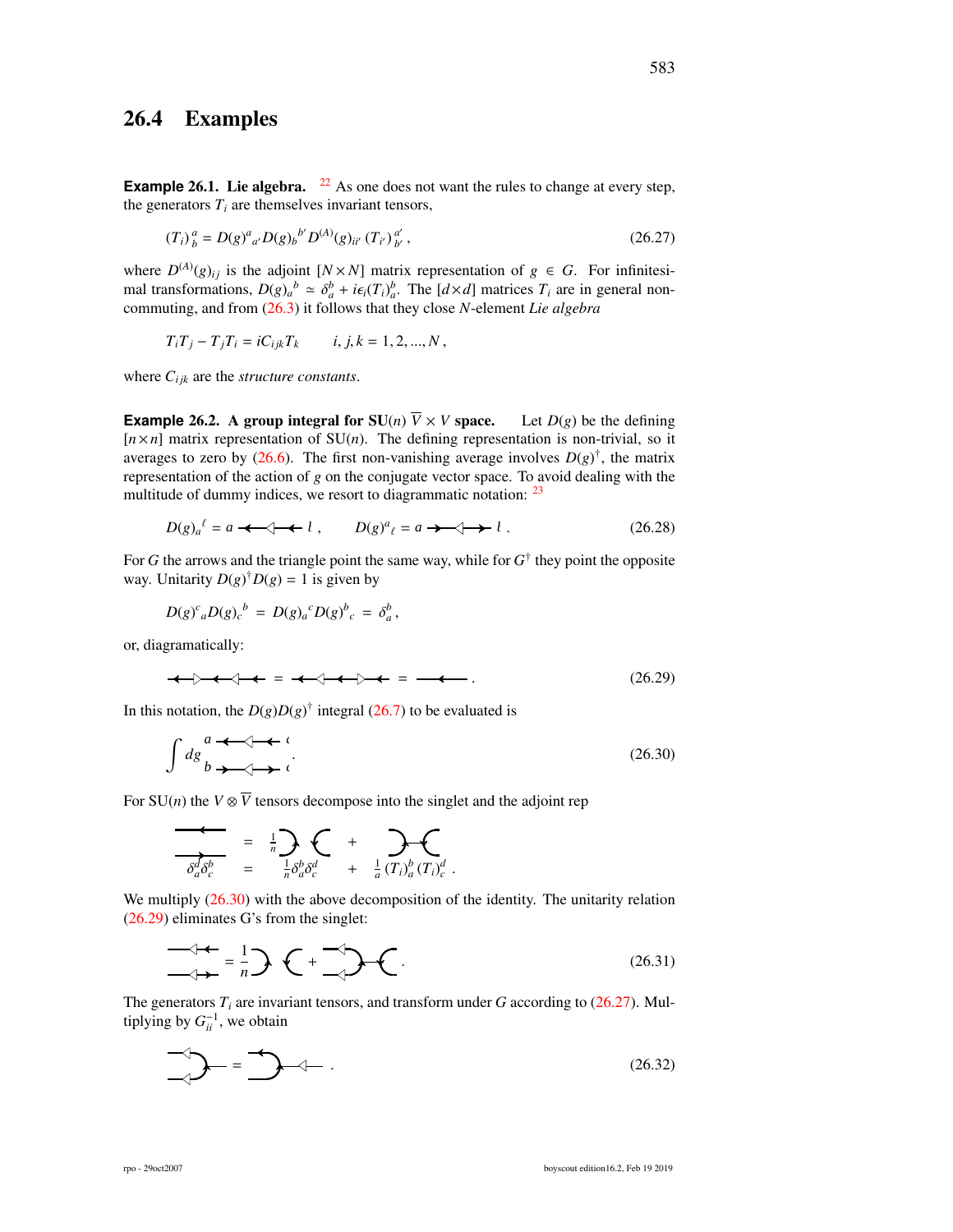## 26.4 Examples

**Example 26.1. Lie algebra.** [22] As one does not want the rules to change at every step, the generators $T_i$ are themselves invariant tensors,

$$(T_i)_b^{\ a} = D(g)^a{}_{a'} D(g)_b{}^{b'} D^{(A)}(g)_{ii'} \, (T_{i'})_{b'}^{\ a'} \,, \tag{26.27}$$

where $D^{(A)}(g)_{ij}$ is the adjoint $[N\times N]$ matrix representation of $g \in G$. For infinitesimal transformations, $D(g)_a{}^b \simeq \delta_a^b + i\epsilon_i (T_i)_a^b$. The $[d\times d]$ matrices $T_i$ are in general non-commuting, and from (26.3) it follows that they close $N$-element *Lie algebra*

$$T_i T_j - T_j T_i = i C_{ijk} T_k \qquad i, j, k = 1, 2, ..., N \,,$$

where $C_{ijk}$ are the *structure constants*.

**Example 26.2. A group integral for SU($n$) $\overline{V}\times V$ space.** Let $D(g)$ be the defining $[n\times n]$ matrix representation of SU($n$). The defining representation is non-trivial, so it averages to zero by (26.6). The first non-vanishing average involves $D(g)^\dagger$, the matrix representation of the action of $g$ on the conjugate vector space. To avoid dealing with the multitude of dummy indices, we resort to diagrammatic notation: [23]

$$D(g)_a{}^\ell = a \longleftarrow\!\!\lhd\!\!\longleftarrow \ell \,, \qquad D(g)^a{}_\ell = a \longrightarrow\!\!\lhd\!\!\longrightarrow \ell \,. \tag{26.28}$$

For $G$ the arrows and the triangle point the same way, while for $G^\dagger$ they point the opposite way. Unitarity $D(g)^\dagger D(g) = 1$ is given by

$$D(g)^c{}_a D(g)_c{}^b \;=\; D(g)_a{}^c D(g)^b{}_c \;=\; \delta_a^b \,,$$

or, diagramatically:

$$\longleftarrow\!\rhd\!\longleftarrow\!\lhd\!\longleftarrow \;=\; \longleftarrow\!\lhd\!\longleftarrow\!\rhd\!\longleftarrow \;=\; \longleftarrow \,. \tag{26.29}$$

In this notation, the $D(g)D(g)^\dagger$ integral (26.7) to be evaluated is

$$\int dg \; \begin{matrix} a \longleftarrow\!\lhd\!\longleftarrow c \\ b \longrightarrow\!\lhd\!\longrightarrow d \end{matrix} \,. \tag{26.30}$$

For SU($n$) the $V\otimes\overline{V}$ tensors decompose into the singlet and the adjoint rep

$$\delta_a^d \delta_c^b \;=\; \frac{1}{n}\delta_a^b \delta_c^d \;+\; \frac{1}{a}\,(T_i)_a^b\,(T_i)_c^d \,.$$

We multiply (26.30) with the above decomposition of the identity. The unitarity relation (26.29) eliminates G's from the singlet:

$$\begin{matrix} \longleftarrow\!\lhd\!\longleftarrow \\ \longrightarrow\!\lhd\!\longrightarrow \end{matrix} \;=\; \frac{1}{n}\,\supset\;\subset \;+\; \lhd\!\!\supset\!\!-\!\!\subset \,. \tag{26.31}$$

The generators $T_i$ are invariant tensors, and transform under $G$ according to (26.27). Multiplying by $G_{ii}^{-1}$, we obtain

$$\lhd\!\!\supset\!\!- \;=\; \supset\!\!-\!\lhd\!- \,. \tag{26.32}$$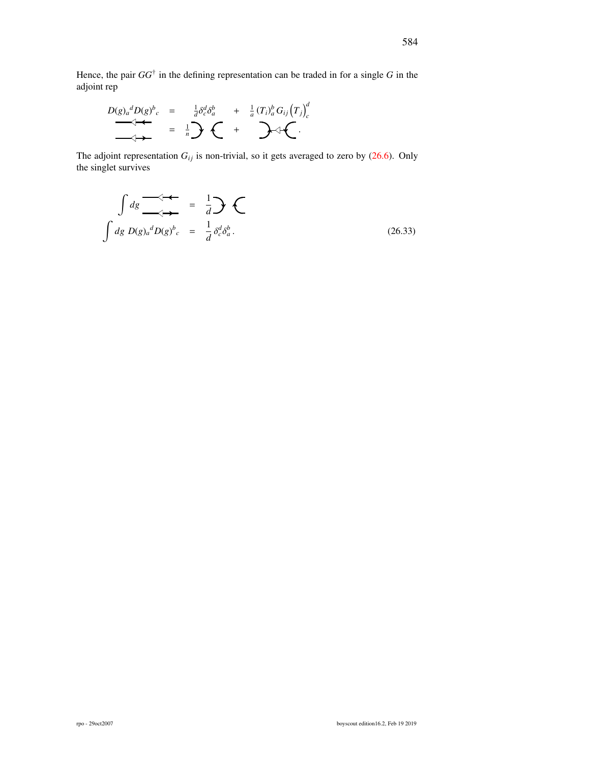Hence, the pair $GG^\dagger$ in the defining representation can be traded in for a single $G$ in the adjoint rep

$$D(g)_a{}^d D(g)^b{}_c = \frac{1}{d}\delta^d_c \delta^b_a + \frac{1}{a}(T_i)^b_a G_{ij} \left(T_j\right)^d_c$$

The adjoint representation $G_{ij}$ is non-trivial, so it gets averaged to zero by (26.6). Only the singlet survives

$$\int dg \; D(g)_a{}^d D(g)^b{}_c = \frac{1}{d}\delta^d_c \delta^b_a . \qquad (26.33)$$